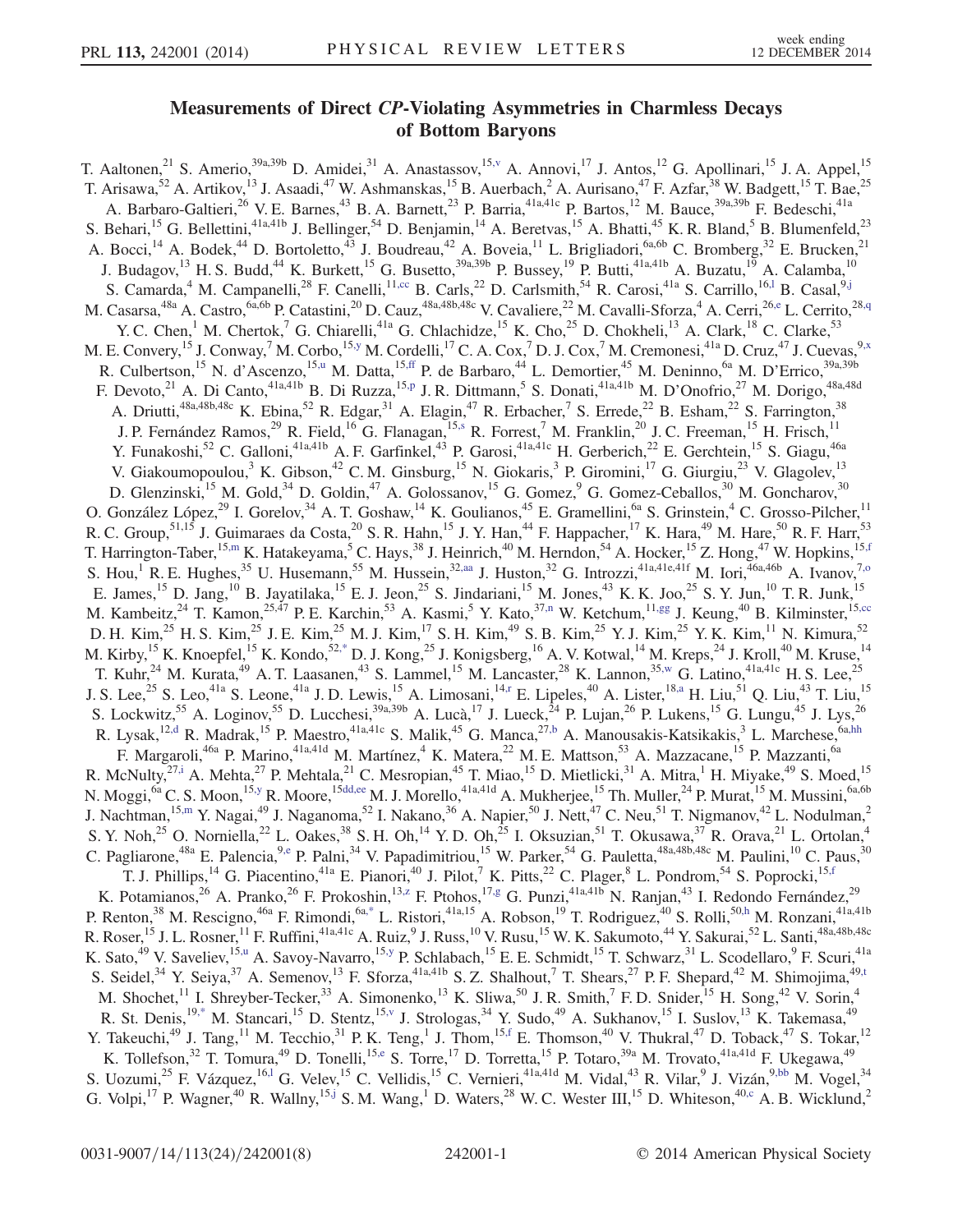# Measurements of Direct *CP*-Violating Asymmetries in Charmless Decays of Bottom Baryons

T. Aaltonen,[21] S. Amerio,[39a,39b] D. Amidei,[31] A. Anastassov,[15,v] A. Annovi,[17] J. Antos,[12] G. Apollinari,[15] J. A. Appel,[15] T. Arisawa,[52] A. Artikov,[13] J. Asaadi,[47] W. Ashmanskas,[15] B. Auerbach,[2] A. Aurisano,[47] F. Azfar,[38] W. Badgett,[15] T. Bae,[25] A. Barbaro-Galtieri,[26] V. E. Barnes,[43] B. A. Barnett,[23] P. Barria,[41a,41c] P. Bartos,[12] M. Bauce,[39a,39b] F. Bedeschi,[41a] S. Behari,[15] G. Bellettini,[41a,41b] J. Bellinger,[54] D. Benjamin,[14] A. Beretvas,[15] A. Bhatti,[45] K. R. Bland,[5] B. Blumenfeld,[23] A. Bocci,[14] A. Bodek,[44] D. Bortoletto,[43] J. Boudreau,[42] A. Boveia,[11] L. Brigliadori,[6a,6b] C. Bromberg,[32] E. Brucken,[21] J. Budagov,[13] H. S. Budd,[44] K. Burkett,[15] G. Busetto,[39a,39b] P. Bussey,[19] P. Butti,[41a,41b] A. Buzatu,[19] A. Calamba,[10] S. Camarda,[4] M. Campanelli,[28] F. Canelli,[11,cc] B. Carls,[22] D. Carlsmith,[54] R. Carosi,[41a] S. Carrillo,[16,l] B. Casal,[9,j] M. Casarsa,[48a] A. Castro,[6a,6b] P. Catastini,[20] D. Cauz,[48a,48b,48c] V. Cavaliere,[22] M. Cavalli-Sforza,[4] A. Cerri,[26,e] L. Cerrito,[28,q] Y. C. Chen,[1] M. Chertok,[7] G. Chiarelli,[41a] G. Chlachidze,[15] K. Cho,[25] D. Chokheli,[13] A. Clark,[18] C. Clarke,[53] M. E. Convery,[15] J. Conway,[7] M. Corbo,[15,y] M. Cordelli,[17] C. A. Cox,[7] D. J. Cox,[7] M. Cremonesi,[41a] D. Cruz,[47] J. Cuevas,[9,x] R. Culbertson,[15] N. d'Ascenzo,[15,u] M. Datta,[15,ff] P. de Barbaro,[44] L. Demortier,[45] M. Deninno,[6a] M. D'Errico,[39a,39b] F. Devoto,[21] A. Di Canto,[41a,41b] B. Di Ruzza,[15,p] J. R. Dittmann,[5] S. Donati,[41a,41b] M. D'Onofrio,[27] M. Dorigo,[48a,48d] A. Driutti,[48a,48b,48c] K. Ebina,[52] R. Edgar,[31] A. Elagin,[47] R. Erbacher,[7] S. Errede,[22] B. Esham,[22] S. Farrington,[38] J. P. Fernández Ramos,[29] R. Field,[16] G. Flanagan,[15,s] R. Forrest,[7] M. Franklin,[20] J. C. Freeman,[15] H. Frisch,[11] Y. Funakoshi,[52] C. Galloni,[41a,41b] A. F. Garfinkel,[43] P. Garosi,[41a,41c] H. Gerberich,[22] E. Gerchtein,[15] S. Giagu,[46a] V. Giakoumopoulou,[3] K. Gibson,[42] C. M. Ginsburg,[15] N. Giokaris,[3] P. Giromini,[17] G. Giurgiu,[23] V. Glagolev,[13] D. Glenzinski,[15] M. Gold,[34] D. Goldin,[47] A. Golossanov,[15] G. Gomez,[9] G. Gomez-Ceballos,[30] M. Goncharov,[30] O. González López,[29] I. Gorelov,[34] A. T. Goshaw,[14] K. Goulianos,[45] E. Gramellini,[6a] S. Grinstein,[4] C. Grosso-Pilcher,[11] R. C. Group,[51,15] J. Guimaraes da Costa,[20] S. R. Hahn,[15] J. Y. Han,[44] F. Happacher,[17] K. Hara,[49] M. Hare,[50] R. F. Harr,[53] T. Harrington-Taber,[15,m] K. Hatakeyama,[5] C. Hays,[38] J. Heinrich,[40] M. Herndon,[54] A. Hocker,[15] Z. Hong,[47] W. Hopkins,[15,f] S. Hou,[1] R. E. Hughes,[35] U. Husemann,[55] M. Hussein,[32,aa] J. Huston,[32] G. Introzzi,[41a,41e,41f] M. Iori,[46a,46b] A. Ivanov,[7,o] E. James,[15] D. Jang,[10] B. Jayatilaka,[15] E. J. Jeon,[25] S. Jindariani,[15] M. Jones,[43] K. K. Joo,[25] S. Y. Jun,[10] T. R. Junk,[15] M. Kambeitz,[24] T. Kamon,[25,47] P. E. Karchin,[53] A. Kasmi,[5] Y. Kato,[37,n] W. Ketchum,[11,gg] J. Keung,[40] B. Kilminster,[15,cc] D. H. Kim,[25] H. S. Kim,[25] J. E. Kim,[25] M. J. Kim,[17] S. H. Kim,[49] S. B. Kim,[25] Y. J. Kim,[25] Y. K. Kim,[11] N. Kimura,[52] M. Kirby,[15] K. Knoepfel,[15] K. Kondo,[52,*] D. J. Kong,[25] J. Konigsberg,[16] A. V. Kotwal,[14] M. Kreps,[24] J. Kroll,[40] M. Kruse,[14] T. Kuhr,[24] M. Kurata,[49] A. T. Laasanen,[43] S. Lammel,[15] M. Lancaster,[28] K. Lannon,[35,w] G. Latino,[41a,41c] H. S. Lee,[25] J. S. Lee,[25] S. Leo,[41a] S. Leone,[41a] J. D. Lewis,[15] A. Limosani,[14,r] E. Lipeles,[40] A. Lister,[18,a] H. Liu,[51] Q. Liu,[43] T. Liu,[15] S. Lockwitz,[55] A. Loginov,[55] D. Lucchesi,[39a,39b] A. Lucà,[17] J. Lueck,[24] P. Lujan,[26] P. Lukens,[15] G. Lungu,[45] J. Lys,[26] R. Lysak,[12,d] R. Madrak,[15] P. Maestro,[41a,41c] S. Malik,[45] G. Manca,[27,b] A. Manousakis-Katsikakis,[3] L. Marchese,[6a,hh] F. Margaroli,[46a] P. Marino,[41a,41d] M. Martínez,[4] K. Matera,[22] M. E. Mattson,[53] A. Mazzacane,[15] P. Mazzanti,[6a] R. McNulty,[27,i] A. Mehta,[27] P. Mehtala,[21] C. Mesropian,[45] T. Miao,[15] D. Mietlicki,[31] A. Mitra,[1] H. Miyake,[49] S. Moed,[15] N. Moggi,[6a] C. S. Moon,[15,y] R. Moore,[15dd,ee] M. J. Morello,[41a,41d] A. Mukherjee,[15] Th. Muller,[24] P. Murat,[15] M. Mussini,[6a,6b] J. Nachtman,[15,m] Y. Nagai,[49] J. Naganoma,[52] I. Nakano,[36] A. Napier,[50] J. Nett,[47] C. Neu,[51] T. Nigmanov,[42] L. Nodulman,[2] S. Y. Noh,[25] O. Norniella,[22] L. Oakes,[38] S. H. Oh,[14] Y. D. Oh,[25] I. Oksuzian,[51] T. Okusawa,[37] R. Orava,[21] L. Ortolan,[4] C. Pagliarone,[48a] E. Palencia,[9,e] P. Palni,[34] V. Papadimitriou,[15] W. Parker,[54] G. Pauletta,[48a,48b,48c] M. Paulini,[10] C. Paus,[30] T. J. Phillips,[14] G. Piacentino,[41a] E. Pianori,[40] J. Pilot,[7] K. Pitts,[22] C. Plager,[8] L. Pondrom,[54] S. Poprocki,[15,f] K. Potamianos,[26] A. Pranko,[26] F. Prokoshin,[13,z] F. Ptohos,[17,g] G. Punzi,[41a,41b] N. Ranjan,[43] I. Redondo Fernández,[29] P. Renton,[38] M. Rescigno,[46a] F. Rimondi,[6a,*] L. Ristori,[41a,15] A. Robson,[19] T. Rodriguez,[40] S. Rolli,[50,h] M. Ronzani,[41a,41b] R. Roser,[15] J. L. Rosner,[11] F. Ruffini,[41a,41c] A. Ruiz,[9] J. Russ,[10] V. Rusu,[15] W. K. Sakumoto,[44] Y. Sakurai,[52] L. Santi,[48a,48b,48c] K. Sato,[49] V. Saveliev,[15,u] A. Savoy-Navarro,[15,y] P. Schlabach,[15] E. E. Schmidt,[15] T. Schwarz,[31] L. Scodellaro,[9] F. Scuri,[41a] S. Seidel,[34] Y. Seiya,[37] A. Semenov,[13] F. Sforza,[41a,41b] S. Z. Shalhout,[7] T. Shears,[27] P. F. Shepard,[42] M. Shimojima,[49,t] M. Shochet,[11] I. Shreyber-Tecker,[33] A. Simonenko,[13] K. Sliwa,[50] J. R. Smith,[7] F. D. Snider,[15] H. Song,[42] V. Sorin,[4] R. St. Denis,[19,*] M. Stancari,[15] D. Stentz,[15,v] J. Strologas,[34] Y. Sudo,[49] A. Sukhanov,[15] I. Suslov,[13] K. Takemasa,[49] Y. Takeuchi,[49] J. Tang,[11] M. Tecchio,[31] P. K. Teng,[1] J. Thom,[15,f] E. Thomson,[40] V. Thukral,[47] D. Toback,[47] S. Tokar,[12] K. Tollefson,[32] T. Tomura,[49] D. Tonelli,[15,e] S. Torre,[17] D. Torretta,[15] P. Totaro,[39a] M. Trovato,[41a,41d] F. Ukegawa,[49] S. Uozumi,[25] F. Vázquez,[16,l] G. Velev,[15] C. Vellidis,[15] C. Vernieri,[41a,41d] M. Vidal,[43] R. Vilar,[9] J. Vizán,[9,bb] M. Vogel,[34] G. Volpi,[17] P. Wagner,[40] R. Wallny,[15,j] S. M. Wang,[1] D. Waters,[28] W. C. Wester III,[15] D. Whiteson,[40,c] A. B. Wicklund,[2]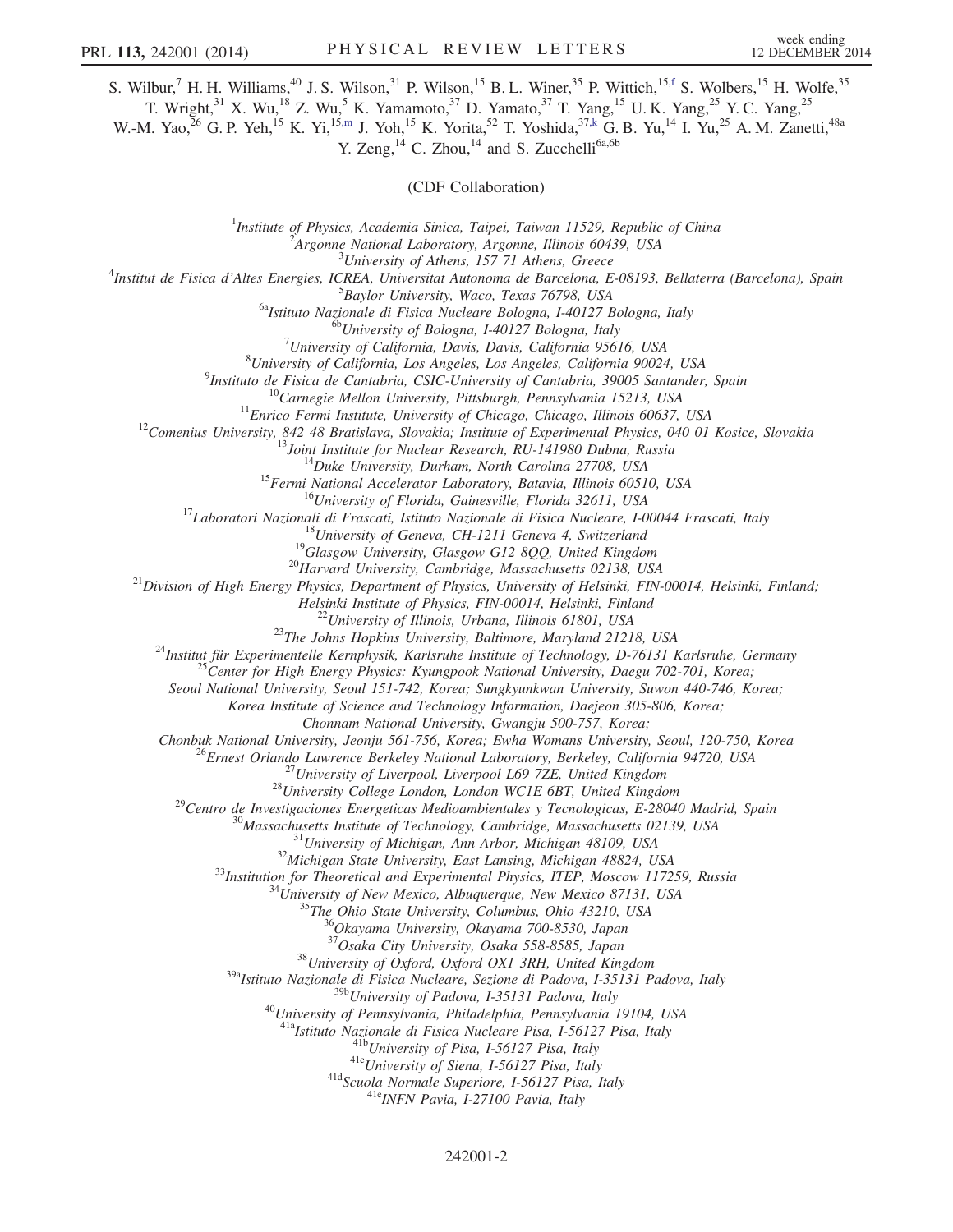S. Wilbur,[7] H. H. Williams,[40] J. S. Wilson,[31] P. Wilson,[15] B. L. Winer,[35] P. Wittich,[15,f] S. Wolbers,[15] H. Wolfe,[35] T. Wright,[31] X. Wu,[18] Z. Wu,[5] K. Yamamoto,[37] D. Yamato,[37] T. Yang,[15] U. K. Yang,[25] Y. C. Yang,[25] W.-M. Yao,[26] G. P. Yeh,[15] K. Yi,[15,m] J. Yoh,[15] K. Yorita,[52] T. Yoshida,[37,k] G. B. Yu,[14] I. Yu,[25] A. M. Zanetti,[48a] Y. Zeng,[14] C. Zhou,[14] and S. Zucchelli[6a,6b]

(CDF Collaboration)

[1]*Institute of Physics, Academia Sinica, Taipei, Taiwan 11529, Republic of China*
[2]*Argonne National Laboratory, Argonne, Illinois 60439, USA*
[3]*University of Athens, 157 71 Athens, Greece*
[4]*Institut de Fisica d'Altes Energies, ICREA, Universitat Autonoma de Barcelona, E-08193, Bellaterra (Barcelona), Spain*
[5]*Baylor University, Waco, Texas 76798, USA*
[6a]*Istituto Nazionale di Fisica Nucleare Bologna, I-40127 Bologna, Italy*
[6b]*University of Bologna, I-40127 Bologna, Italy*
[7]*University of California, Davis, Davis, California 95616, USA*
[8]*University of California, Los Angeles, Los Angeles, California 90024, USA*
[9]*Instituto de Fisica de Cantabria, CSIC-University of Cantabria, 39005 Santander, Spain*
[10]*Carnegie Mellon University, Pittsburgh, Pennsylvania 15213, USA*
[11]*Enrico Fermi Institute, University of Chicago, Chicago, Illinois 60637, USA*
[12]*Comenius University, 842 48 Bratislava, Slovakia; Institute of Experimental Physics, 040 01 Kosice, Slovakia*
[13]*Joint Institute for Nuclear Research, RU-141980 Dubna, Russia*
[14]*Duke University, Durham, North Carolina 27708, USA*
[15]*Fermi National Accelerator Laboratory, Batavia, Illinois 60510, USA*
[16]*University of Florida, Gainesville, Florida 32611, USA*
[17]*Laboratori Nazionali di Frascati, Istituto Nazionale di Fisica Nucleare, I-00044 Frascati, Italy*
[18]*University of Geneva, CH-1211 Geneva 4, Switzerland*
[19]*Glasgow University, Glasgow G12 8QQ, United Kingdom*
[20]*Harvard University, Cambridge, Massachusetts 02138, USA*
[21]*Division of High Energy Physics, Department of Physics, University of Helsinki, FIN-00014, Helsinki, Finland; Helsinki Institute of Physics, FIN-00014, Helsinki, Finland*
[22]*University of Illinois, Urbana, Illinois 61801, USA*
[23]*The Johns Hopkins University, Baltimore, Maryland 21218, USA*
[24]*Institut für Experimentelle Kernphysik, Karlsruhe Institute of Technology, D-76131 Karlsruhe, Germany*
[25]*Center for High Energy Physics: Kyungpook National University, Daegu 702-701, Korea; Seoul National University, Seoul 151-742, Korea; Sungkyunkwan University, Suwon 440-746, Korea; Korea Institute of Science and Technology Information, Daejeon 305-806, Korea; Chonnam National University, Gwangju 500-757, Korea; Chonbuk National University, Jeonju 561-756, Korea; Ewha Womans University, Seoul, 120-750, Korea*
[26]*Ernest Orlando Lawrence Berkeley National Laboratory, Berkeley, California 94720, USA*
[27]*University of Liverpool, Liverpool L69 7ZE, United Kingdom*
[28]*University College London, London WC1E 6BT, United Kingdom*
[29]*Centro de Investigaciones Energeticas Medioambientales y Tecnologicas, E-28040 Madrid, Spain*
[30]*Massachusetts Institute of Technology, Cambridge, Massachusetts 02139, USA*
[31]*University of Michigan, Ann Arbor, Michigan 48109, USA*
[32]*Michigan State University, East Lansing, Michigan 48824, USA*
[33]*Institution for Theoretical and Experimental Physics, ITEP, Moscow 117259, Russia*
[34]*University of New Mexico, Albuquerque, New Mexico 87131, USA*
[35]*The Ohio State University, Columbus, Ohio 43210, USA*
[36]*Okayama University, Okayama 700-8530, Japan*
[37]*Osaka City University, Osaka 558-8585, Japan*
[38]*University of Oxford, Oxford OX1 3RH, United Kingdom*
[39a]*Istituto Nazionale di Fisica Nucleare, Sezione di Padova, I-35131 Padova, Italy*
[39b]*University of Padova, I-35131 Padova, Italy*
[40]*University of Pennsylvania, Philadelphia, Pennsylvania 19104, USA*
[41a]*Istituto Nazionale di Fisica Nucleare Pisa, I-56127 Pisa, Italy*
[41b]*University of Pisa, I-56127 Pisa, Italy*
[41c]*University of Siena, I-56127 Pisa, Italy*
[41d]*Scuola Normale Superiore, I-56127 Pisa, Italy*
[41e]*INFN Pavia, I-27100 Pavia, Italy*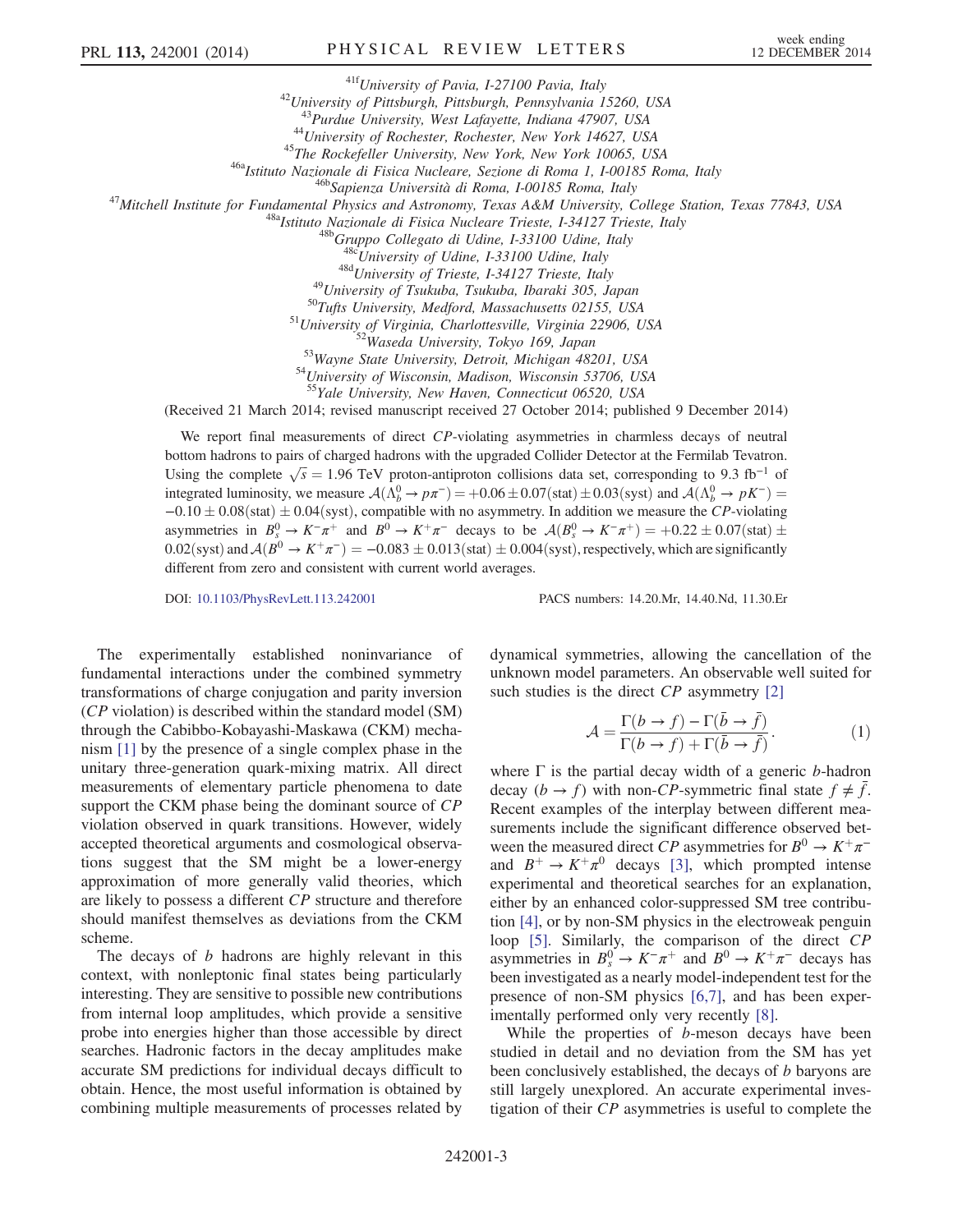[41f]University of Pavia, I-27100 Pavia, Italy
[42]University of Pittsburgh, Pittsburgh, Pennsylvania 15260, USA
[43]Purdue University, West Lafayette, Indiana 47907, USA
[44]University of Rochester, Rochester, New York 14627, USA
[45]The Rockefeller University, New York, New York 10065, USA
[46a]Istituto Nazionale di Fisica Nucleare, Sezione di Roma 1, I-00185 Roma, Italy
[46b]Sapienza Università di Roma, I-00185 Roma, Italy
[47]Mitchell Institute for Fundamental Physics and Astronomy, Texas A&M University, College Station, Texas 77843, USA
[48a]Istituto Nazionale di Fisica Nucleare Trieste, I-34127 Trieste, Italy
[48b]Gruppo Collegato di Udine, I-33100 Udine, Italy
[48c]University of Udine, I-33100 Udine, Italy
[48d]University of Trieste, I-34127 Trieste, Italy
[49]University of Tsukuba, Tsukuba, Ibaraki 305, Japan
[50]Tufts University, Medford, Massachusetts 02155, USA
[51]University of Virginia, Charlottesville, Virginia 22906, USA
[52]Waseda University, Tokyo 169, Japan
[53]Wayne State University, Detroit, Michigan 48201, USA
[54]University of Wisconsin, Madison, Wisconsin 53706, USA
[55]Yale University, New Haven, Connecticut 06520, USA

(Received 21 March 2014; revised manuscript received 27 October 2014; published 9 December 2014)

We report final measurements of direct $CP$-violating asymmetries in charmless decays of neutral bottom hadrons to pairs of charged hadrons with the upgraded Collider Detector at the Fermilab Tevatron. Using the complete $\sqrt{s} = 1.96$ TeV proton-antiproton collisions data set, corresponding to 9.3 fb$^{-1}$ of integrated luminosity, we measure $\mathcal{A}(\Lambda_b^0 \to p\pi^-) = +0.06 \pm 0.07(\mathrm{stat}) \pm 0.03(\mathrm{syst})$ and $\mathcal{A}(\Lambda_b^0 \to pK^-) = -0.10 \pm 0.08(\mathrm{stat}) \pm 0.04(\mathrm{syst})$, compatible with no asymmetry. In addition we measure the $CP$-violating asymmetries in $B_s^0 \to K^-\pi^+$ and $B^0 \to K^+\pi^-$ decays to be $\mathcal{A}(B_s^0 \to K^-\pi^+) = +0.22 \pm 0.07(\mathrm{stat}) \pm 0.02(\mathrm{syst})$ and $\mathcal{A}(B^0 \to K^+\pi^-) = -0.083 \pm 0.013(\mathrm{stat}) \pm 0.004(\mathrm{syst})$, respectively, which are significantly different from zero and consistent with current world averages.

DOI: 10.1103/PhysRevLett.113.242001 PACS numbers: 14.20.Mr, 14.40.Nd, 11.30.Er

The experimentally established noninvariance of fundamental interactions under the combined symmetry transformations of charge conjugation and parity inversion ($CP$ violation) is described within the standard model (SM) through the Cabibbo-Kobayashi-Maskawa (CKM) mechanism [1] by the presence of a single complex phase in the unitary three-generation quark-mixing matrix. All direct measurements of elementary particle phenomena to date support the CKM phase being the dominant source of $CP$ violation observed in quark transitions. However, widely accepted theoretical arguments and cosmological observations suggest that the SM might be a lower-energy approximation of more generally valid theories, which are likely to possess a different $CP$ structure and therefore should manifest themselves as deviations from the CKM scheme.

The decays of $b$ hadrons are highly relevant in this context, with nonleptonic final states being particularly interesting. They are sensitive to possible new contributions from internal loop amplitudes, which provide a sensitive probe into energies higher than those accessible by direct searches. Hadronic factors in the decay amplitudes make accurate SM predictions for individual decays difficult to obtain. Hence, the most useful information is obtained by combining multiple measurements of processes related by dynamical symmetries, allowing the cancellation of the unknown model parameters. An observable well suited for such studies is the direct $CP$ asymmetry [2]

$$\mathcal{A} = \frac{\Gamma(b \to f) - \Gamma(\bar{b} \to \bar{f})}{\Gamma(b \to f) + \Gamma(\bar{b} \to \bar{f})}. \tag{1}$$

where $\Gamma$ is the partial decay width of a generic $b$-hadron decay ($b \to f$) with non-$CP$-symmetric final state $f \neq \bar{f}$. Recent examples of the interplay between different measurements include the significant difference observed between the measured direct $CP$ asymmetries for $B^0 \to K^+\pi^-$ and $B^+ \to K^+\pi^0$ decays [3], which prompted intense experimental and theoretical searches for an explanation, either by an enhanced color-suppressed SM tree contribution [4], or by non-SM physics in the electroweak penguin loop [5]. Similarly, the comparison of the direct $CP$ asymmetries in $B_s^0 \to K^-\pi^+$ and $B^0 \to K^+\pi^-$ decays has been investigated as a nearly model-independent test for the presence of non-SM physics [6,7], and has been experimentally performed only very recently [8].

While the properties of $b$-meson decays have been studied in detail and no deviation from the SM has yet been conclusively established, the decays of $b$ baryons are still largely unexplored. An accurate experimental investigation of their $CP$ asymmetries is useful to complete the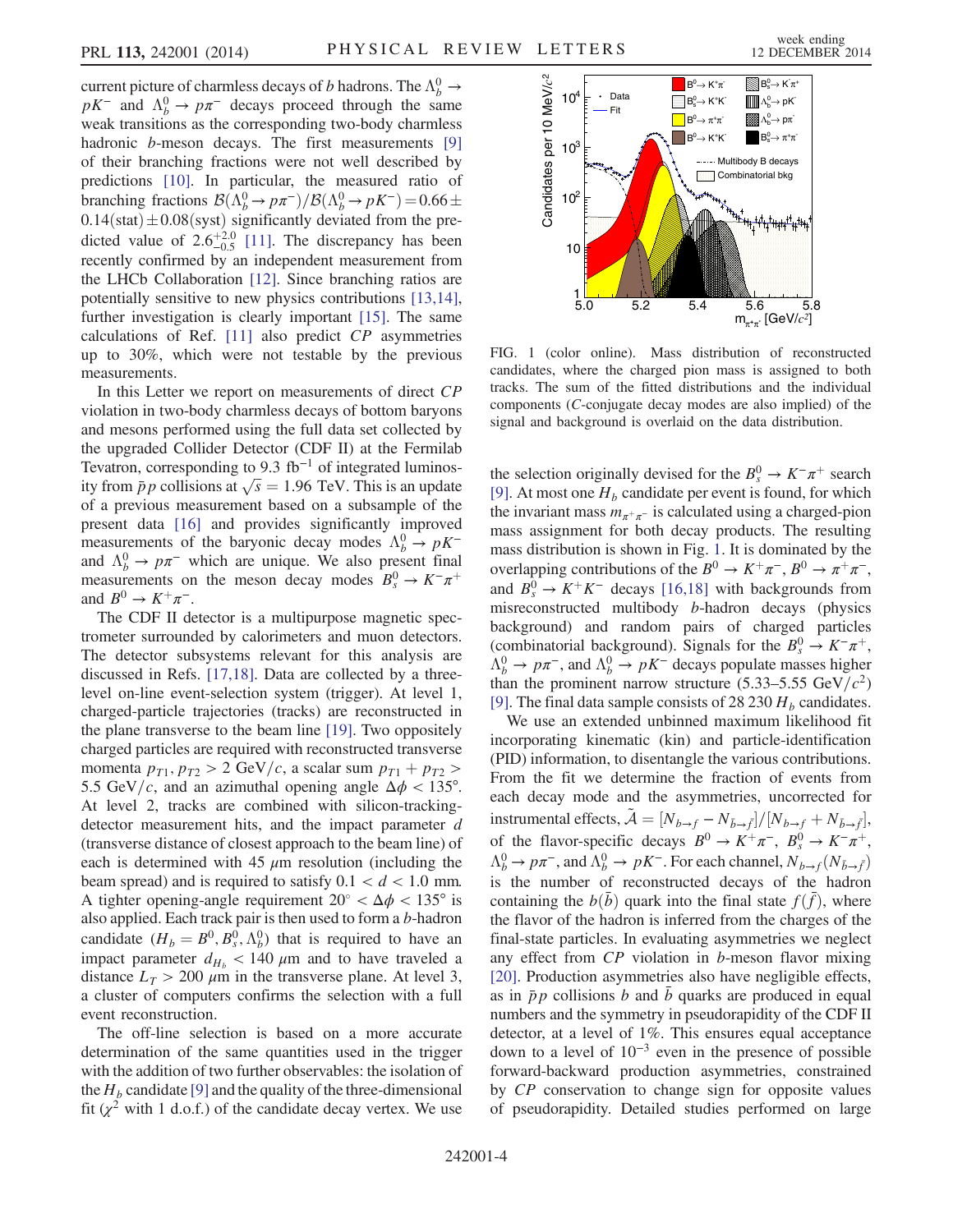current picture of charmless decays of $b$ hadrons. The $\Lambda_b^0 \to pK^-$ and $\Lambda_b^0 \to p\pi^-$ decays proceed through the same weak transitions as the corresponding two-body charmless hadronic $b$-meson decays. The first measurements [9] of their branching fractions were not well described by predictions [10]. In particular, the measured ratio of branching fractions $\mathcal{B}(\Lambda_b^0 \to p\pi^-)/\mathcal{B}(\Lambda_b^0 \to pK^-) = 0.66 \pm 0.14(\text{stat}) \pm 0.08(\text{syst})$ significantly deviated from the predicted value of $2.6^{+2.0}_{-0.5}$ [11]. The discrepancy has been recently confirmed by an independent measurement from the LHCb Collaboration [12]. Since branching ratios are potentially sensitive to new physics contributions [13,14], further investigation is clearly important [15]. The same calculations of Ref. [11] also predict $CP$ asymmetries up to 30%, which were not testable by the previous measurements.

In this Letter we report on measurements of direct $CP$ violation in two-body charmless decays of bottom baryons and mesons performed using the full data set collected by the upgraded Collider Detector (CDF II) at the Fermilab Tevatron, corresponding to 9.3 fb$^{-1}$ of integrated luminosity from $\bar{p}p$ collisions at $\sqrt{s} = 1.96$ TeV. This is an update of a previous measurement based on a subsample of the present data [16] and provides significantly improved measurements of the baryonic decay modes $\Lambda_b^0 \to pK^-$ and $\Lambda_b^0 \to p\pi^-$ which are unique. We also present final measurements on the meson decay modes $B_s^0 \to K^-\pi^+$ and $B^0 \to K^+\pi^-$.

The CDF II detector is a multipurpose magnetic spectrometer surrounded by calorimeters and muon detectors. The detector subsystems relevant for this analysis are discussed in Refs. [17,18]. Data are collected by a three-level on-line event-selection system (trigger). At level 1, charged-particle trajectories (tracks) are reconstructed in the plane transverse to the beam line [19]. Two oppositely charged particles are required with reconstructed transverse momenta $p_{T1}, p_{T2} > 2$ GeV/$c$, a scalar sum $p_{T1} + p_{T2} > 5.5$ GeV/$c$, and an azimuthal opening angle $\Delta\phi < 135°$. At level 2, tracks are combined with silicon-tracking-detector measurement hits, and the impact parameter $d$ (transverse distance of closest approach to the beam line) of each is determined with 45 $\mu$m resolution (including the beam spread) and is required to satisfy $0.1 < d < 1.0$ mm. A tighter opening-angle requirement $20° < \Delta\phi < 135°$ is also applied. Each track pair is then used to form a $b$-hadron candidate ($H_b = B^0, B_s^0, \Lambda_b^0$) that is required to have an impact parameter $d_{H_b} < 140$ $\mu$m and to have traveled a distance $L_T > 200$ $\mu$m in the transverse plane. At level 3, a cluster of computers confirms the selection with a full event reconstruction.

The off-line selection is based on a more accurate determination of the same quantities used in the trigger with the addition of two further observables: the isolation of the $H_b$ candidate [9] and the quality of the three-dimensional fit ($\chi^2$ with 1 d.o.f.) of the candidate decay vertex. We use the selection originally devised for the $B_s^0 \to K^-\pi^+$ search [9]. At most one $H_b$ candidate per event is found, for which the invariant mass $m_{\pi^+\pi^-}$ is calculated using a charged-pion mass assignment for both decay products. The resulting mass distribution is shown in Fig. 1. It is dominated by the overlapping contributions of the $B^0 \to K^+\pi^-$, $B^0 \to \pi^+\pi^-$, and $B_s^0 \to K^+K^-$ decays [16,18] with backgrounds from misreconstructed multibody $b$-hadron decays (physics background) and random pairs of charged particles (combinatorial background). Signals for the $B_s^0 \to K^-\pi^+$, $\Lambda_b^0 \to p\pi^-$, and $\Lambda_b^0 \to pK^-$ decays populate masses higher than the prominent narrow structure (5.33–5.55 GeV/$c^2$) [9]. The final data sample consists of 28 230 $H_b$ candidates.

FIG. 1 (color online). Mass distribution of reconstructed candidates, where the charged pion mass is assigned to both tracks. The sum of the fitted distributions and the individual components ($C$-conjugate decay modes are also implied) of the signal and background is overlaid on the data distribution.

We use an extended unbinned maximum likelihood fit incorporating kinematic (kin) and particle-identification (PID) information, to disentangle the various contributions. From the fit we determine the fraction of events from each decay mode and the asymmetries, uncorrected for instrumental effects, $\tilde{\mathcal{A}} = [N_{b\to f} - N_{\bar{b}\to\bar{f}}]/[N_{b\to f} + N_{\bar{b}\to\bar{f}}]$, of the flavor-specific decays $B^0 \to K^+\pi^-$, $B_s^0 \to K^-\pi^+$, $\Lambda_b^0 \to p\pi^-$, and $\Lambda_b^0 \to pK^-$. For each channel, $N_{b\to f}(N_{\bar{b}\to\bar{f}})$ is the number of reconstructed decays of the hadron containing the $b(\bar{b})$ quark into the final state $f(\bar{f})$, where the flavor of the hadron is inferred from the charges of the final-state particles. In evaluating asymmetries we neglect any effect from $CP$ violation in $b$-meson flavor mixing [20]. Production asymmetries also have negligible effects, as in $\bar{p}p$ collisions $b$ and $\bar{b}$ quarks are produced in equal numbers and the symmetry in pseudorapidity of the CDF II detector, at a level of 1%. This ensures equal acceptance down to a level of $10^{-3}$ even in the presence of possible forward-backward production asymmetries, constrained by $CP$ conservation to change sign for opposite values of pseudorapidity. Detailed studies performed on large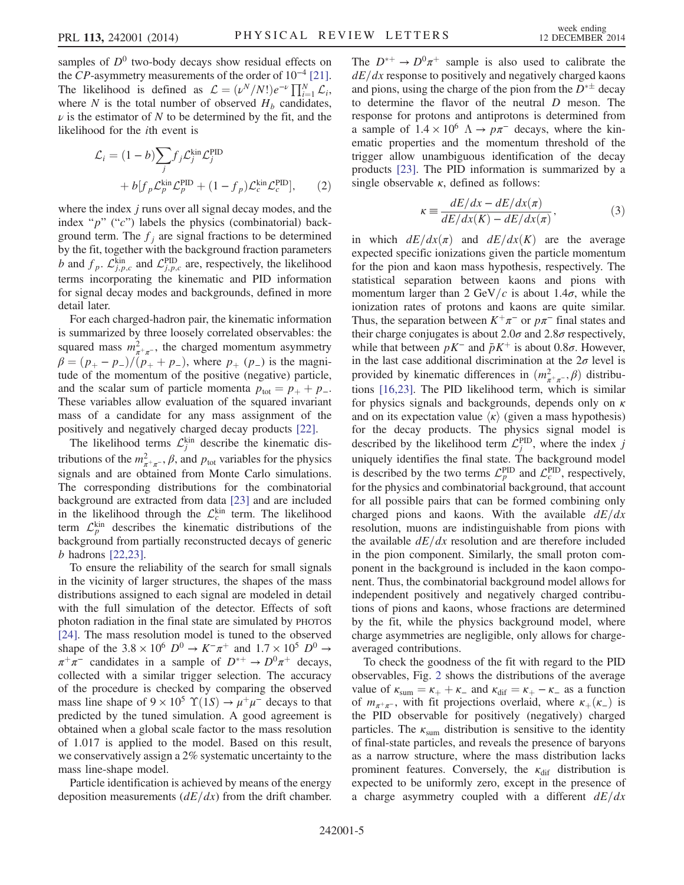samples of $D^0$ two-body decays show residual effects on the $CP$-asymmetry measurements of the order of $10^{-4}$ [21]. The likelihood is defined as $\mathcal{L} = (\nu^N/N!)e^{-\nu}\prod_{i=1}^{N}\mathcal{L}_i$, where $N$ is the total number of observed $H_b$ candidates, $\nu$ is the estimator of $N$ to be determined by the fit, and the likelihood for the $i$th event is

$$\mathcal{L}_i = (1-b)\sum_j f_j \mathcal{L}_j^{\text{kin}}\mathcal{L}_j^{\text{PID}} + b[f_p\mathcal{L}_p^{\text{kin}}\mathcal{L}_p^{\text{PID}} + (1-f_p)\mathcal{L}_c^{\text{kin}}\mathcal{L}_c^{\text{PID}}], \quad (2)$$

where the index $j$ runs over all signal decay modes, and the index "$p$" ("$c$") labels the physics (combinatorial) background term. The $f_j$ are signal fractions to be determined by the fit, together with the background fraction parameters $b$ and $f_p$. $\mathcal{L}_{j,p,c}^{\text{kin}}$ and $\mathcal{L}_{j,p,c}^{\text{PID}}$ are, respectively, the likelihood terms incorporating the kinematic and PID information for signal decay modes and backgrounds, defined in more detail later.

For each charged-hadron pair, the kinematic information is summarized by three loosely correlated observables: the squared mass $m^2_{\pi^+\pi^-}$, the charged momentum asymmetry $\beta = (p_+ - p_-)/(p_+ + p_-)$, where $p_+$ ($p_-$) is the magnitude of the momentum of the positive (negative) particle, and the scalar sum of particle momenta $p_{\text{tot}} = p_+ + p_-$. These variables allow evaluation of the squared invariant mass of a candidate for any mass assignment of the positively and negatively charged decay products [22].

The likelihood terms $\mathcal{L}_j^{\text{kin}}$ describe the kinematic distributions of the $m^2_{\pi^+\pi^-}$, $\beta$, and $p_{\text{tot}}$ variables for the physics signals and are obtained from Monte Carlo simulations. The corresponding distributions for the combinatorial background are extracted from data [23] and are included in the likelihood through the $\mathcal{L}_c^{\text{kin}}$ term. The likelihood term $\mathcal{L}_p^{\text{kin}}$ describes the kinematic distributions of the background from partially reconstructed decays of generic $b$ hadrons [22,23].

To ensure the reliability of the search for small signals in the vicinity of larger structures, the shapes of the mass distributions assigned to each signal are modeled in detail with the full simulation of the detector. Effects of soft photon radiation in the final state are simulated by PHOTOS [24]. The mass resolution model is tuned to the observed shape of the $3.8\times10^6$ $D^0 \to K^-\pi^+$ and $1.7\times10^5$ $D^0 \to \pi^+\pi^-$ candidates in a sample of $D^{*+} \to D^0\pi^+$ decays, collected with a similar trigger selection. The accuracy of the procedure is checked by comparing the observed mass line shape of $9\times10^5$ $\Upsilon(1S) \to \mu^+\mu^-$ decays to that predicted by the tuned simulation. A good agreement is obtained when a global scale factor to the mass resolution of 1.017 is applied to the model. Based on this result, we conservatively assign a 2% systematic uncertainty to the mass line-shape model.

Particle identification is achieved by means of the energy deposition measurements ($dE/dx$) from the drift chamber. The $D^{*+} \to D^0\pi^+$ sample is also used to calibrate the $dE/dx$ response to positively and negatively charged kaons and pions, using the charge of the pion from the $D^{*\pm}$ decay to determine the flavor of the neutral $D$ meson. The response for protons and antiprotons is determined from a sample of $1.4\times10^6$ $\Lambda \to p\pi^-$ decays, where the kinematic properties and the momentum threshold of the trigger allow unambiguous identification of the decay products [23]. The PID information is summarized by a single observable $\kappa$, defined as follows:

$$\kappa \equiv \frac{dE/dx - dE/dx(\pi)}{dE/dx(K) - dE/dx(\pi)}, \quad (3)$$

in which $dE/dx(\pi)$ and $dE/dx(K)$ are the average expected specific ionizations given the particle momentum for the pion and kaon mass hypothesis, respectively. The statistical separation between kaons and pions with momentum larger than 2 GeV/$c$ is about $1.4\sigma$, while the ionization rates of protons and kaons are quite similar. Thus, the separation between $K^+\pi^-$ or $p\pi^-$ final states and their charge conjugates is about $2.0\sigma$ and $2.8\sigma$ respectively, while that between $pK^-$ and $\bar{p}K^+$ is about $0.8\sigma$. However, in the last case additional discrimination at the $2\sigma$ level is provided by kinematic differences in $(m^2_{\pi^+\pi^-}, \beta)$ distributions [16,23]. The PID likelihood term, which is similar for physics signals and backgrounds, depends only on $\kappa$ and on its expectation value $\langle\kappa\rangle$ (given a mass hypothesis) for the decay products. The physics signal model is described by the likelihood term $\mathcal{L}_j^{\text{PID}}$, where the index $j$ uniquely identifies the final state. The background model is described by the two terms $\mathcal{L}_p^{\text{PID}}$ and $\mathcal{L}_c^{\text{PID}}$, respectively, for the physics and combinatorial background, that account for all possible pairs that can be formed combining only charged pions and kaons. With the available $dE/dx$ resolution, muons are indistinguishable from pions with the available $dE/dx$ resolution and are therefore included in the pion component. Similarly, the small proton component in the background is included in the kaon component. Thus, the combinatorial background model allows for independent positively and negatively charged contributions of pions and kaons, whose fractions are determined by the fit, while the physics background model, where charge asymmetries are negligible, only allows for charge-averaged contributions.

To check the goodness of the fit with regard to the PID observables, Fig. 2 shows the distributions of the average value of $\kappa_{\text{sum}} = \kappa_+ + \kappa_-$ and $\kappa_{\text{dif}} = \kappa_+ - \kappa_-$ as a function of $m_{\pi^+\pi^-}$, with fit projections overlaid, where $\kappa_+(\kappa_-)$ is the PID observable for positively (negatively) charged particles. The $\kappa_{\text{sum}}$ distribution is sensitive to the identity of final-state particles, and reveals the presence of baryons as a narrow structure, where the mass distribution lacks prominent features. Conversely, the $\kappa_{\text{dif}}$ distribution is expected to be uniformly zero, except in the presence of a charge asymmetry coupled with a different $dE/dx$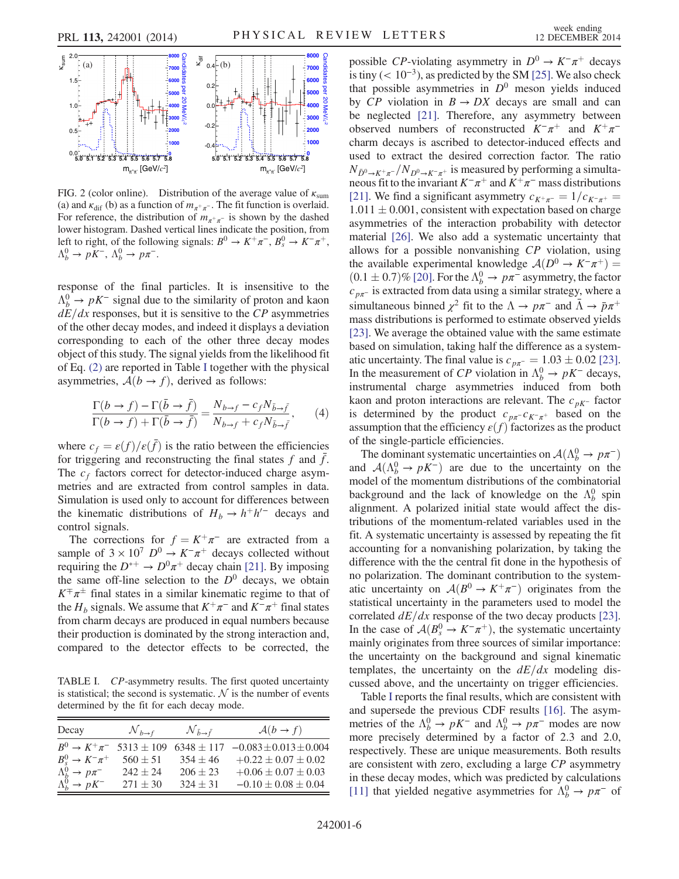FIG. 2 (color online). Distribution of the average value of $\kappa_{\rm sum}$ (a) and $\kappa_{\rm dif}$ (b) as a function of $m_{\pi^+\pi^-}$. The fit function is overlaid. For reference, the distribution of $m_{\pi^+\pi^-}$ is shown by the dashed lower histogram. Dashed vertical lines indicate the position, from left to right, of the following signals: $B^0 \to K^+\pi^-$, $B_s^0 \to K^-\pi^+$, $\Lambda_b^0 \to pK^-$, $\Lambda_b^0 \to p\pi^-$.

response of the final particles. It is insensitive to the $\Lambda_b^0 \to pK^-$ signal due to the similarity of proton and kaon $dE/dx$ responses, but it is sensitive to the *CP* asymmetries of the other decay modes, and indeed it displays a deviation corresponding to each of the other three decay modes object of this study. The signal yields from the likelihood fit of Eq. (2) are reported in Table I together with the physical asymmetries, $\mathcal{A}(b \to f)$, derived as follows:

$$\frac{\Gamma(b \to f) - \Gamma(\bar{b} \to \bar{f})}{\Gamma(b \to f) + \Gamma(\bar{b} \to \bar{f})} = \frac{N_{b \to f} - c_f N_{\bar{b} \to \bar{f}}}{N_{b \to f} + c_f N_{\bar{b} \to \bar{f}}}, \tag{4}$$

where $c_f = \varepsilon(f)/\varepsilon(\bar{f})$ is the ratio between the efficiencies for triggering and reconstructing the final states $f$ and $\bar{f}$. The $c_f$ factors correct for detector-induced charge asymmetries and are extracted from control samples in data. Simulation is used only to account for differences between the kinematic distributions of $H_b \to h^+h'^-$ decays and control signals.

The corrections for $f = K^+\pi^-$ are extracted from a sample of $3 \times 10^7$ $D^0 \to K^-\pi^+$ decays collected without requiring the $D^{*+} \to D^0\pi^+$ decay chain [21]. By imposing the same off-line selection to the $D^0$ decays, we obtain $K^\mp\pi^\pm$ final states in a similar kinematic regime to that of the $H_b$ signals. We assume that $K^+\pi^-$ and $K^-\pi^+$ final states from charm decays are produced in equal numbers because their production is dominated by the strong interaction and, compared to the detector effects to be corrected, the possible *CP*-violating asymmetry in $D^0 \to K^-\pi^+$ decays is tiny ($< 10^{-3}$), as predicted by the SM [25]. We also check that possible asymmetries in $D^0$ meson yields induced by *CP* violation in $B \to DX$ decays are small and can be neglected [21]. Therefore, any asymmetry between observed numbers of reconstructed $K^-\pi^+$ and $K^+\pi^-$ charm decays is ascribed to detector-induced effects and used to extract the desired correction factor. The ratio $N_{\bar{D}^0 \to K^+\pi^-}/N_{D^0 \to K^-\pi^+}$ is measured by performing a simultaneous fit to the invariant $K^-\pi^+$ and $K^+\pi^-$ mass distributions [21]. We find a significant asymmetry $c_{K^+\pi^-} = 1/c_{K^-\pi^+} = 1.011 \pm 0.001$, consistent with expectation based on charge asymmetries of the interaction probability with detector material [26]. We also add a systematic uncertainty that allows for a possible nonvanishing *CP* violation, using the available experimental knowledge $\mathcal{A}(D^0 \to K^-\pi^+) = (0.1 \pm 0.7)\%$ [20]. For the $\Lambda_b^0 \to p\pi^-$ asymmetry, the factor $c_{p\pi^-}$ is extracted from data using a similar strategy, where a simultaneous binned $\chi^2$ fit to the $\Lambda \to p\pi^-$ and $\bar{\Lambda} \to \bar{p}\pi^+$ mass distributions is performed to estimate observed yields [23]. We average the obtained value with the same estimate based on simulation, taking half the difference as a systematic uncertainty. The final value is $c_{p\pi^-} = 1.03 \pm 0.02$ [23]. In the measurement of *CP* violation in $\Lambda_b^0 \to pK^-$ decays, instrumental charge asymmetries induced from both kaon and proton interactions are relevant. The $c_{pK^-}$ factor is determined by the product $c_{p\pi^-}c_{K^-\pi^+}$ based on the assumption that the efficiency $\varepsilon(f)$ factorizes as the product of the single-particle efficiencies.

The dominant systematic uncertainties on $\mathcal{A}(\Lambda_b^0 \to p\pi^-)$ and $\mathcal{A}(\Lambda_b^0 \to pK^-)$ are due to the uncertainty on the model of the momentum distributions of the combinatorial background and the lack of knowledge on the $\Lambda_b^0$ spin alignment. A polarized initial state would affect the distributions of the momentum-related variables used in the fit. A systematic uncertainty is assessed by repeating the fit accounting for a nonvanishing polarization, by taking the difference with the the central fit done in the hypothesis of no polarization. The dominant contribution to the systematic uncertainty on $\mathcal{A}(B^0 \to K^+\pi^-)$ originates from the statistical uncertainty in the parameters used to model the correlated $dE/dx$ response of the two decay products [23]. In the case of $\mathcal{A}(B_s^0 \to K^-\pi^+)$, the systematic uncertainty mainly originates from three sources of similar importance: the uncertainty on the background and signal kinematic templates, the uncertainty on the $dE/dx$ modeling discussed above, and the uncertainty on trigger efficiencies.

Table I reports the final results, which are consistent with and supersede the previous CDF results [16]. The asymmetries of the $\Lambda_b^0 \to pK^-$ and $\Lambda_b^0 \to p\pi^-$ modes are now more precisely determined by a factor of 2.3 and 2.0, respectively. These are unique measurements. Both results are consistent with zero, excluding a large *CP* asymmetry in these decay modes, which was predicted by calculations [11] that yielded negative asymmetries for $\Lambda_b^0 \to p\pi^-$ of

TABLE I. *CP*-asymmetry results. The first quoted uncertainty is statistical; the second is systematic. $\mathcal{N}$ is the number of events determined by the fit for each decay mode.

| Decay | $\mathcal{N}_{b\to f}$ | $\mathcal{N}_{\bar{b}\to\bar{f}}$ | $\mathcal{A}(b \to f)$ |
|---|---|---|---|
| $B^0 \to K^+\pi^-$ | $5313 \pm 109$ | $6348 \pm 117$ | $-0.083 \pm 0.013 \pm 0.004$ |
| $B_s^0 \to K^-\pi^+$ | $560 \pm 51$ | $354 \pm 46$ | $+0.22 \pm 0.07 \pm 0.02$ |
| $\Lambda_b^0 \to p\pi^-$ | $242 \pm 24$ | $206 \pm 23$ | $+0.06 \pm 0.07 \pm 0.03$ |
| $\Lambda_b^0 \to pK^-$ | $271 \pm 30$ | $324 \pm 31$ | $-0.10 \pm 0.08 \pm 0.04$ |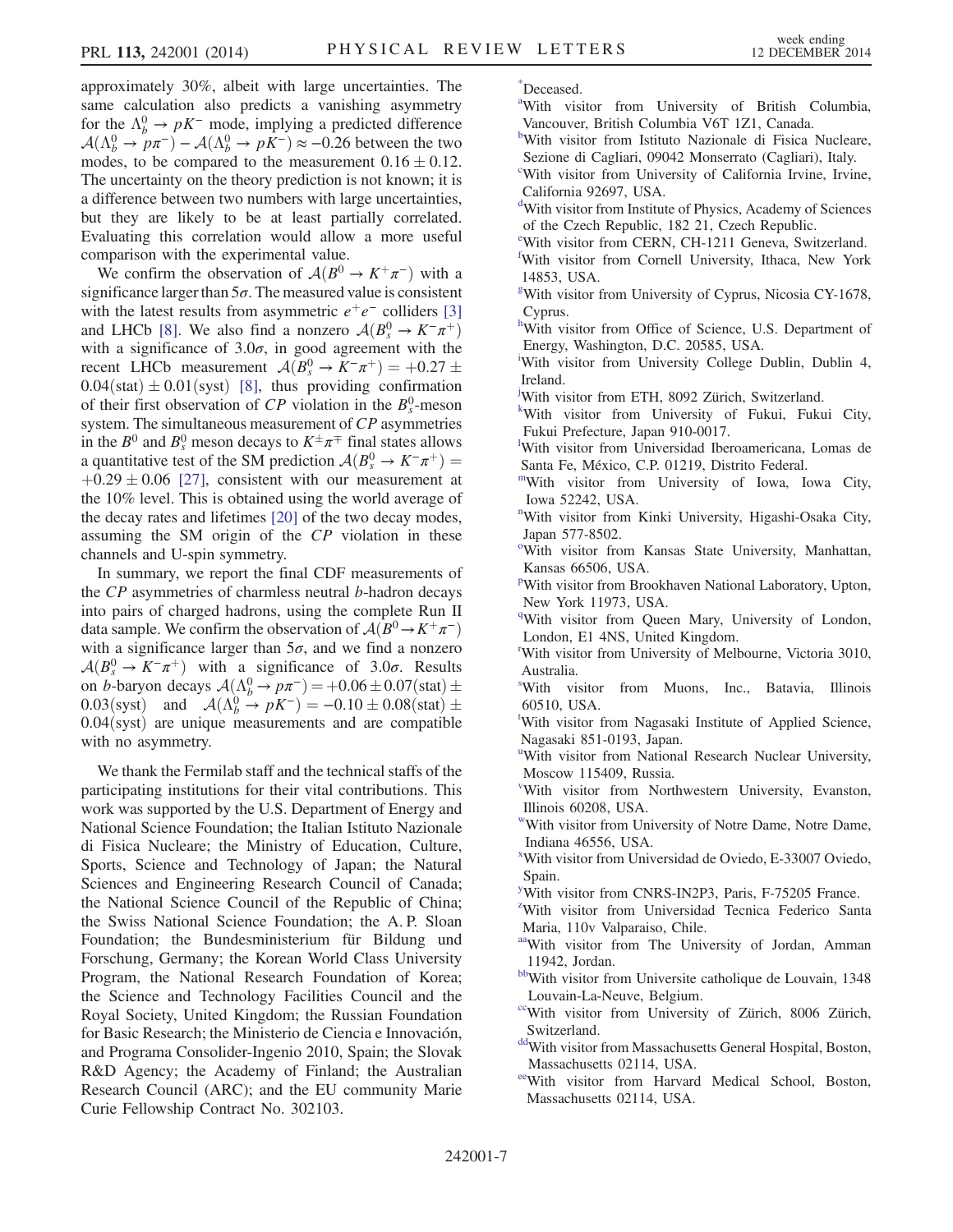approximately 30%, albeit with large uncertainties. The same calculation also predicts a vanishing asymmetry for the $\Lambda_b^0 \to pK^-$ mode, implying a predicted difference $\mathcal{A}(\Lambda_b^0 \to p\pi^-) - \mathcal{A}(\Lambda_b^0 \to pK^-) \approx -0.26$ between the two modes, to be compared to the measurement $0.16 \pm 0.12$. The uncertainty on the theory prediction is not known; it is a difference between two numbers with large uncertainties, but they are likely to be at least partially correlated. Evaluating this correlation would allow a more useful comparison with the experimental value.

We confirm the observation of $\mathcal{A}(B^0 \to K^+\pi^-)$ with a significance larger than $5\sigma$. The measured value is consistent with the latest results from asymmetric $e^+e^-$ colliders [3] and LHCb [8]. We also find a nonzero $\mathcal{A}(B_s^0 \to K^-\pi^+)$ with a significance of $3.0\sigma$, in good agreement with the recent LHCb measurement $\mathcal{A}(B_s^0 \to K^-\pi^+) = +0.27 \pm 0.04(\text{stat}) \pm 0.01(\text{syst})$ [8], thus providing confirmation of their first observation of $CP$ violation in the $B_s^0$-meson system. The simultaneous measurement of $CP$ asymmetries in the $B^0$ and $B_s^0$ meson decays to $K^\pm\pi^\mp$ final states allows a quantitative test of the SM prediction $\mathcal{A}(B_s^0 \to K^-\pi^+) = +0.29 \pm 0.06$ [27], consistent with our measurement at the 10% level. This is obtained using the world average of the decay rates and lifetimes [20] of the two decay modes, assuming the SM origin of the $CP$ violation in these channels and U-spin symmetry.

In summary, we report the final CDF measurements of the $CP$ asymmetries of charmless neutral $b$-hadron decays into pairs of charged hadrons, using the complete Run II data sample. We confirm the observation of $\mathcal{A}(B^0 \to K^+\pi^-)$ with a significance larger than $5\sigma$, and we find a nonzero $\mathcal{A}(B_s^0 \to K^-\pi^+)$ with a significance of $3.0\sigma$. Results on $b$-baryon decays $\mathcal{A}(\Lambda_b^0 \to p\pi^-) = +0.06 \pm 0.07(\text{stat}) \pm 0.03(\text{syst})$ and $\mathcal{A}(\Lambda_b^0 \to pK^-) = -0.10 \pm 0.08(\text{stat}) \pm 0.04(\text{syst})$ are unique measurements and are compatible with no asymmetry.

We thank the Fermilab staff and the technical staffs of the participating institutions for their vital contributions. This work was supported by the U.S. Department of Energy and National Science Foundation; the Italian Istituto Nazionale di Fisica Nucleare; the Ministry of Education, Culture, Sports, Science and Technology of Japan; the Natural Sciences and Engineering Research Council of Canada; the National Science Council of the Republic of China; the Swiss National Science Foundation; the A. P. Sloan Foundation; the Bundesministerium für Bildung und Forschung, Germany; the Korean World Class University Program, the National Research Foundation of Korea; the Science and Technology Facilities Council and the Royal Society, United Kingdom; the Russian Foundation for Basic Research; the Ministerio de Ciencia e Innovación, and Programa Consolider-Ingenio 2010, Spain; the Slovak R&D Agency; the Academy of Finland; the Australian Research Council (ARC); and the EU community Marie Curie Fellowship Contract No. 302103.

[*] Deceased.

[a] With visitor from University of British Columbia, Vancouver, British Columbia V6T 1Z1, Canada.

[b] With visitor from Istituto Nazionale di Fisica Nucleare, Sezione di Cagliari, 09042 Monserrato (Cagliari), Italy.

[c] With visitor from University of California Irvine, Irvine, California 92697, USA.

[d] With visitor from Institute of Physics, Academy of Sciences of the Czech Republic, 182 21, Czech Republic.

[e] With visitor from CERN, CH-1211 Geneva, Switzerland.

[f] With visitor from Cornell University, Ithaca, New York 14853, USA.

[g] With visitor from University of Cyprus, Nicosia CY-1678, Cyprus.

[h] With visitor from Office of Science, U.S. Department of Energy, Washington, D.C. 20585, USA.

[i] With visitor from University College Dublin, Dublin 4, Ireland.

[j] With visitor from ETH, 8092 Zürich, Switzerland.

[k] With visitor from University of Fukui, Fukui City, Fukui Prefecture, Japan 910-0017.

[l] With visitor from Universidad Iberoamericana, Lomas de Santa Fe, México, C.P. 01219, Distrito Federal.

[m] With visitor from University of Iowa, Iowa City, Iowa 52242, USA.

[n] With visitor from Kinki University, Higashi-Osaka City, Japan 577-8502.

[o] With visitor from Kansas State University, Manhattan, Kansas 66506, USA.

[p] With visitor from Brookhaven National Laboratory, Upton, New York 11973, USA.

[q] With visitor from Queen Mary, University of London, London, E1 4NS, United Kingdom.

[r] With visitor from University of Melbourne, Victoria 3010, Australia.

[s] With visitor from Muons, Inc., Batavia, Illinois 60510, USA.

[t] With visitor from Nagasaki Institute of Applied Science, Nagasaki 851-0193, Japan.

[u] With visitor from National Research Nuclear University, Moscow 115409, Russia.

[v] With visitor from Northwestern University, Evanston, Illinois 60208, USA.

[w] With visitor from University of Notre Dame, Notre Dame, Indiana 46556, USA.

[x] With visitor from Universidad de Oviedo, E-33007 Oviedo, Spain.

[y] With visitor from CNRS-IN2P3, Paris, F-75205 France.

[z] With visitor from Universidad Tecnica Federico Santa Maria, 110v Valparaiso, Chile.

[aa] With visitor from The University of Jordan, Amman 11942, Jordan.

[bb] With visitor from Universite catholique de Louvain, 1348 Louvain-La-Neuve, Belgium.

[cc] With visitor from University of Zürich, 8006 Zürich, Switzerland.

[dd] With visitor from Massachusetts General Hospital, Boston, Massachusetts 02114, USA.

[ee] With visitor from Harvard Medical School, Boston, Massachusetts 02114, USA.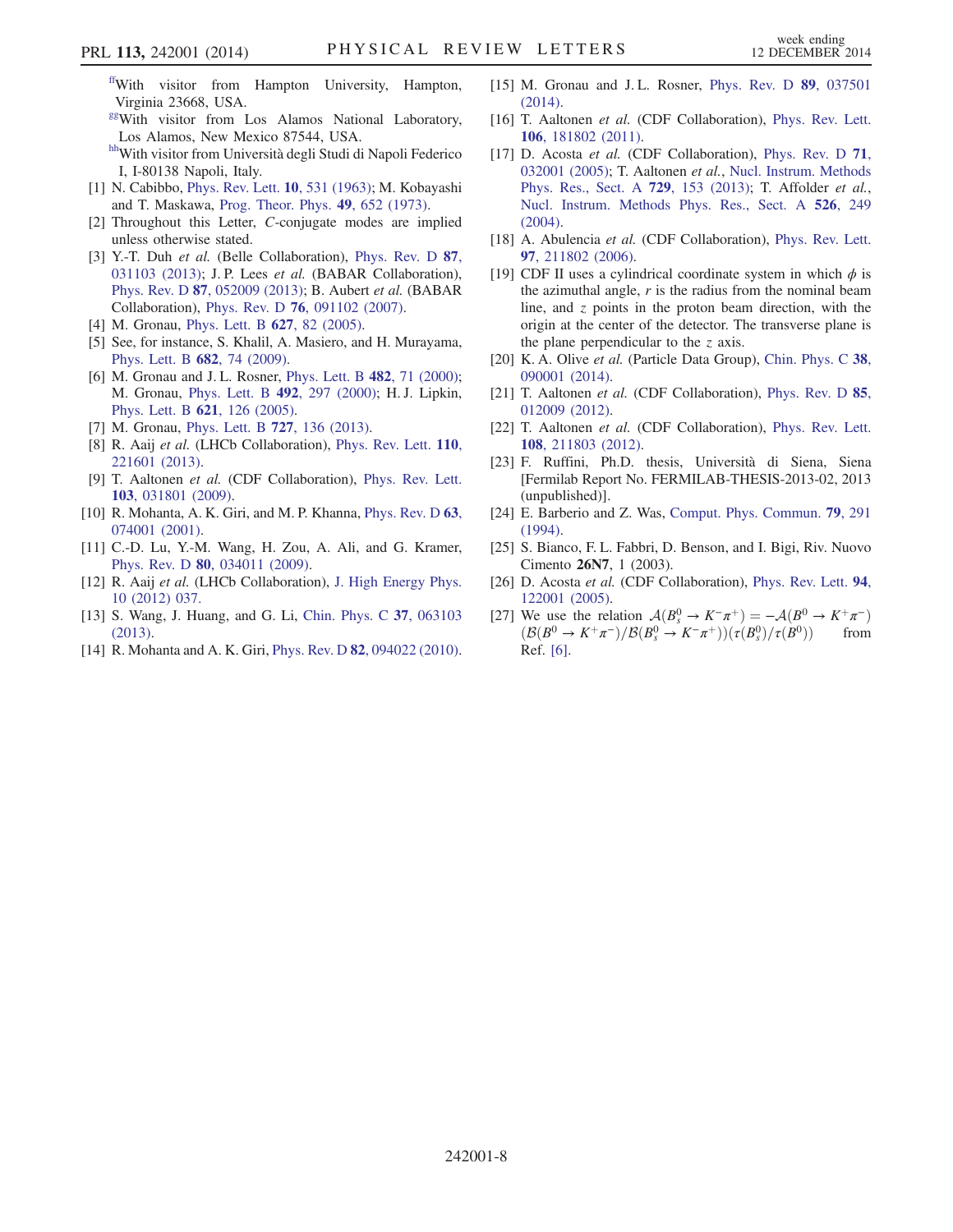[ff]With visitor from Hampton University, Hampton, Virginia 23668, USA.

[gg]With visitor from Los Alamos National Laboratory, Los Alamos, New Mexico 87544, USA.

[hh]With visitor from Università degli Studi di Napoli Federico I, I-80138 Napoli, Italy.

[1] N. Cabibbo, Phys. Rev. Lett. **10**, 531 (1963); M. Kobayashi and T. Maskawa, Prog. Theor. Phys. **49**, 652 (1973).

[2] Throughout this Letter, $C$-conjugate modes are implied unless otherwise stated.

[3] Y.-T. Duh *et al.* (Belle Collaboration), Phys. Rev. D **87**, 031103 (2013); J. P. Lees *et al.* (BABAR Collaboration), Phys. Rev. D **87**, 052009 (2013); B. Aubert *et al.* (BABAR Collaboration), Phys. Rev. D **76**, 091102 (2007).

[4] M. Gronau, Phys. Lett. B **627**, 82 (2005).

[5] See, for instance, S. Khalil, A. Masiero, and H. Murayama, Phys. Lett. B **682**, 74 (2009).

[6] M. Gronau and J. L. Rosner, Phys. Lett. B **482**, 71 (2000); M. Gronau, Phys. Lett. B **492**, 297 (2000); H. J. Lipkin, Phys. Lett. B **621**, 126 (2005).

[7] M. Gronau, Phys. Lett. B **727**, 136 (2013).

[8] R. Aaij *et al.* (LHCb Collaboration), Phys. Rev. Lett. **110**, 221601 (2013).

[9] T. Aaltonen *et al.* (CDF Collaboration), Phys. Rev. Lett. **103**, 031801 (2009).

[10] R. Mohanta, A. K. Giri, and M. P. Khanna, Phys. Rev. D **63**, 074001 (2001).

[11] C.-D. Lu, Y.-M. Wang, H. Zou, A. Ali, and G. Kramer, Phys. Rev. D **80**, 034011 (2009).

[12] R. Aaij *et al.* (LHCb Collaboration), J. High Energy Phys. 10 (2012) 037.

[13] S. Wang, J. Huang, and G. Li, Chin. Phys. C **37**, 063103 (2013).

[14] R. Mohanta and A. K. Giri, Phys. Rev. D **82**, 094022 (2010).

[15] M. Gronau and J. L. Rosner, Phys. Rev. D **89**, 037501 (2014).

[16] T. Aaltonen *et al.* (CDF Collaboration), Phys. Rev. Lett. **106**, 181802 (2011).

[17] D. Acosta *et al.* (CDF Collaboration), Phys. Rev. D **71**, 032001 (2005); T. Aaltonen *et al.*, Nucl. Instrum. Methods Phys. Res., Sect. A **729**, 153 (2013); T. Affolder *et al.*, Nucl. Instrum. Methods Phys. Res., Sect. A **526**, 249 (2004).

[18] A. Abulencia *et al.* (CDF Collaboration), Phys. Rev. Lett. **97**, 211802 (2006).

[19] CDF II uses a cylindrical coordinate system in which $\phi$ is the azimuthal angle, $r$ is the radius from the nominal beam line, and $z$ points in the proton beam direction, with the origin at the center of the detector. The transverse plane is the plane perpendicular to the $z$ axis.

[20] K. A. Olive *et al.* (Particle Data Group), Chin. Phys. C **38**, 090001 (2014).

[21] T. Aaltonen *et al.* (CDF Collaboration), Phys. Rev. D **85**, 012009 (2012).

[22] T. Aaltonen *et al.* (CDF Collaboration), Phys. Rev. Lett. **108**, 211803 (2012).

[23] F. Ruffini, Ph.D. thesis, Università di Siena, Siena [Fermilab Report No. FERMILAB-THESIS-2013-02, 2013 (unpublished)].

[24] E. Barberio and Z. Was, Comput. Phys. Commun. **79**, 291 (1994).

[25] S. Bianco, F. L. Fabbri, D. Benson, and I. Bigi, Riv. Nuovo Cimento **26N7**, 1 (2003).

[26] D. Acosta *et al.* (CDF Collaboration), Phys. Rev. Lett. **94**, 122001 (2005).

[27] We use the relation $\mathcal{A}(B_s^0 \to K^-\pi^+) = -\mathcal{A}(B^0 \to K^+\pi^-)$ $(\mathcal{B}(B^0 \to K^+\pi^-)/\mathcal{B}(B_s^0 \to K^-\pi^+))(\tau(B_s^0)/\tau(B^0))$ from Ref. [6].